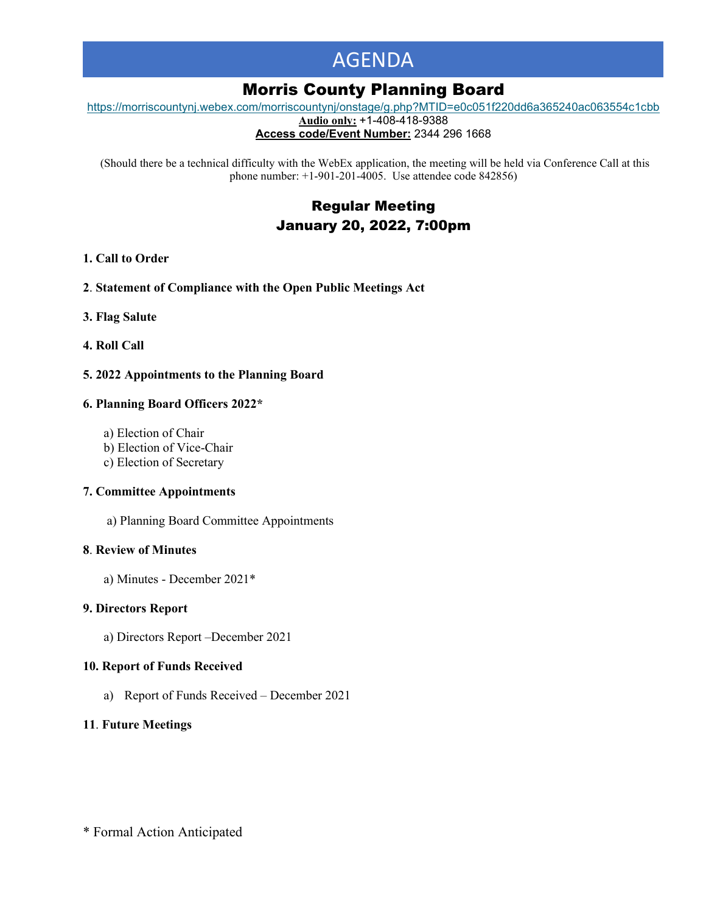# AGENDA

## Morris County Planning Board

https://morriscountynj.webex.com/morriscountynj/onstage/g.php?MTID=e0c051f220dd6a365240ac063554c1cbb

**Audio only:** +1-408-418-9388

**Access code/Event Number:** 2344 296 1668

(Should there be a technical difficulty with the WebEx application, the meeting will be held via Conference Call at this phone number: +1-901-201-4005. Use attendee code 842856)

## Regular Meeting
## January 20, 2022, 7:00pm

**1. Call to Order**

**2. Statement of Compliance with the Open Public Meetings Act**

**3. Flag Salute**

**4. Roll Call**

**5. 2022 Appointments to the Planning Board**

**6. Planning Board Officers 2022***

a) Election of Chair
b) Election of Vice-Chair
c) Election of Secretary

**7. Committee Appointments**

a) Planning Board Committee Appointments

**8. Review of Minutes**

a) Minutes - December 2021*

**9. Directors Report**

a) Directors Report –December 2021

**10. Report of Funds Received**

a) Report of Funds Received – December 2021

**11. Future Meetings**

* Formal Action Anticipated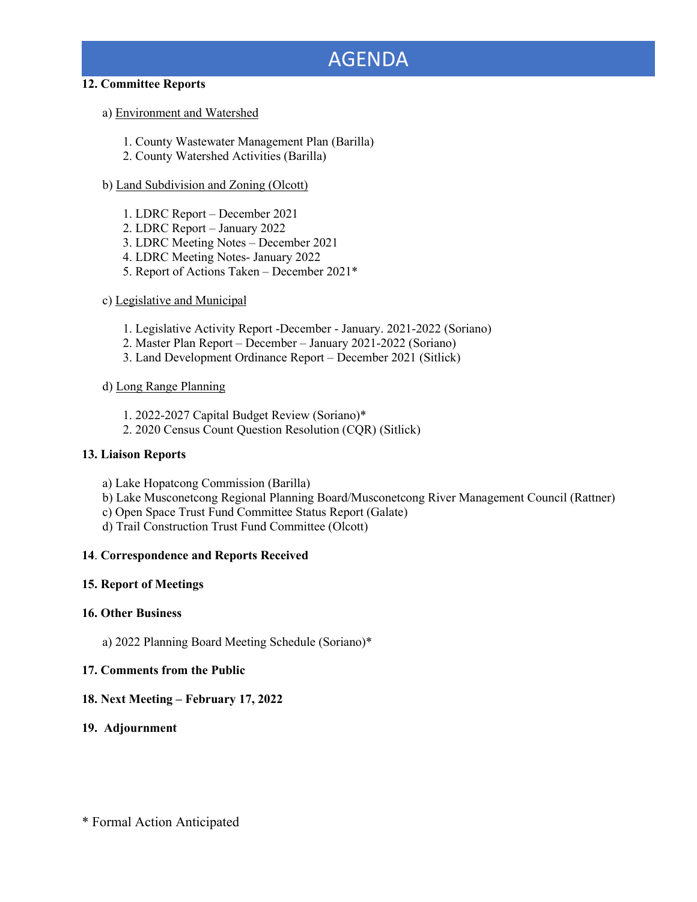# AGENDA

**12. Committee Reports**

a) Environment and Watershed

1. County Wastewater Management Plan (Barilla)
2. County Watershed Activities (Barilla)

b) Land Subdivision and Zoning (Olcott)

1. LDRC Report – December 2021
2. LDRC Report – January 2022
3. LDRC Meeting Notes – December 2021
4. LDRC Meeting Notes- January 2022
5. Report of Actions Taken – December 2021*

c) Legislative and Municipal

1. Legislative Activity Report -December - January. 2021-2022 (Soriano)
2. Master Plan Report – December – January 2021-2022 (Soriano)
3. Land Development Ordinance Report – December 2021 (Sitlick)

d) Long Range Planning

1. 2022-2027 Capital Budget Review (Soriano)*
2. 2020 Census Count Question Resolution (CQR) (Sitlick)

**13. Liaison Reports**

a) Lake Hopatcong Commission (Barilla)
b) Lake Musconetcong Regional Planning Board/Musconetcong River Management Council (Rattner)
c) Open Space Trust Fund Committee Status Report (Galate)
d) Trail Construction Trust Fund Committee (Olcott)

**14. Correspondence and Reports Received**

**15. Report of Meetings**

**16. Other Business**

a) 2022 Planning Board Meeting Schedule (Soriano)*

**17. Comments from the Public**

**18. Next Meeting – February 17, 2022**

**19. Adjournment**

\* Formal Action Anticipated